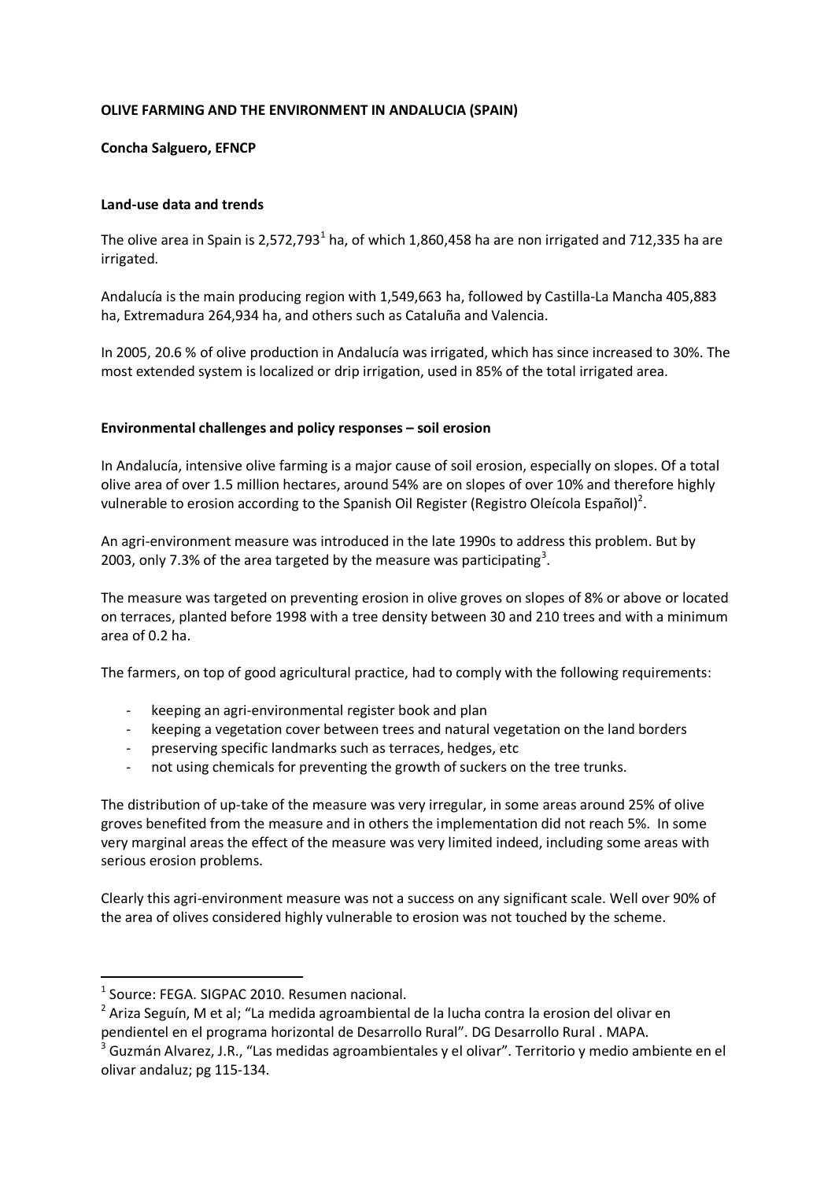**OLIVE FARMING AND THE ENVIRONMENT IN ANDALUCIA (SPAIN)**

**Concha Salguero, EFNCP**

**Land-use data and trends**

The olive area in Spain is 2,572,793[1] ha, of which 1,860,458 ha are non irrigated and 712,335 ha are irrigated.

Andalucía is the main producing region with 1,549,663 ha, followed by Castilla-La Mancha 405,883 ha, Extremadura 264,934 ha, and others such as Cataluña and Valencia.

In 2005, 20.6 % of olive production in Andalucía was irrigated, which has since increased to 30%. The most extended system is localized or drip irrigation, used in 85% of the total irrigated area.

**Environmental challenges and policy responses – soil erosion**

In Andalucía, intensive olive farming is a major cause of soil erosion, especially on slopes. Of a total olive area of over 1.5 million hectares, around 54% are on slopes of over 10% and therefore highly vulnerable to erosion according to the Spanish Oil Register (Registro Oleícola Español)[2].

An agri-environment measure was introduced in the late 1990s to address this problem. But by 2003, only 7.3% of the area targeted by the measure was participating[3].

The measure was targeted on preventing erosion in olive groves on slopes of 8% or above or located on terraces, planted before 1998 with a tree density between 30 and 210 trees and with a minimum area of 0.2 ha.

The farmers, on top of good agricultural practice, had to comply with the following requirements:

- keeping an agri-environmental register book and plan
- keeping a vegetation cover between trees and natural vegetation on the land borders
- preserving specific landmarks such as terraces, hedges, etc
- not using chemicals for preventing the growth of suckers on the tree trunks.

The distribution of up-take of the measure was very irregular, in some areas around 25% of olive groves benefited from the measure and in others the implementation did not reach 5%. In some very marginal areas the effect of the measure was very limited indeed, including some areas with serious erosion problems.

Clearly this agri-environment measure was not a success on any significant scale. Well over 90% of the area of olives considered highly vulnerable to erosion was not touched by the scheme.

---

[1] Source: FEGA. SIGPAC 2010. Resumen nacional.

[2] Ariza Seguín, M et al; "La medida agroambiental de la lucha contra la erosion del olivar en pendientel en el programa horizontal de Desarrollo Rural". DG Desarrollo Rural . MAPA.

[3] Guzmán Alvarez, J.R., "Las medidas agroambientales y el olivar". Territorio y medio ambiente en el olivar andaluz; pg 115-134.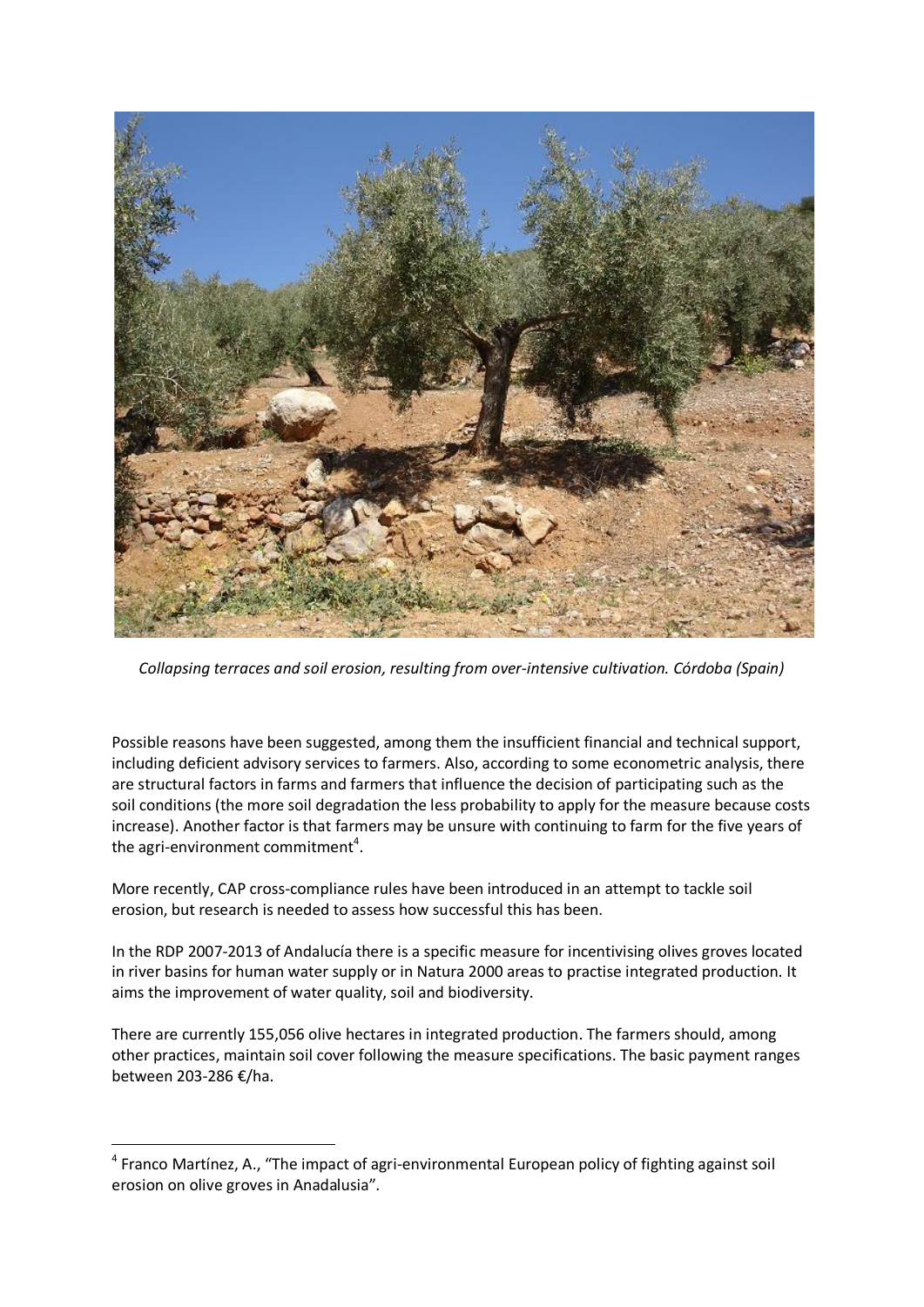*Collapsing terraces and soil erosion, resulting from over-intensive cultivation. Córdoba (Spain)*

Possible reasons have been suggested, among them the insufficient financial and technical support, including deficient advisory services to farmers. Also, according to some econometric analysis, there are structural factors in farms and farmers that influence the decision of participating such as the soil conditions (the more soil degradation the less probability to apply for the measure because costs increase). Another factor is that farmers may be unsure with continuing to farm for the five years of the agri-environment commitment[4].

More recently, CAP cross-compliance rules have been introduced in an attempt to tackle soil erosion, but research is needed to assess how successful this has been.

In the RDP 2007-2013 of Andalucía there is a specific measure for incentivising olives groves located in river basins for human water supply or in Natura 2000 areas to practise integrated production. It aims the improvement of water quality, soil and biodiversity.

There are currently 155,056 olive hectares in integrated production. The farmers should, among other practices, maintain soil cover following the measure specifications. The basic payment ranges between 203-286 €/ha.

[4] Franco Martínez, A., "The impact of agri-environmental European policy of fighting against soil erosion on olive groves in Anadalusia".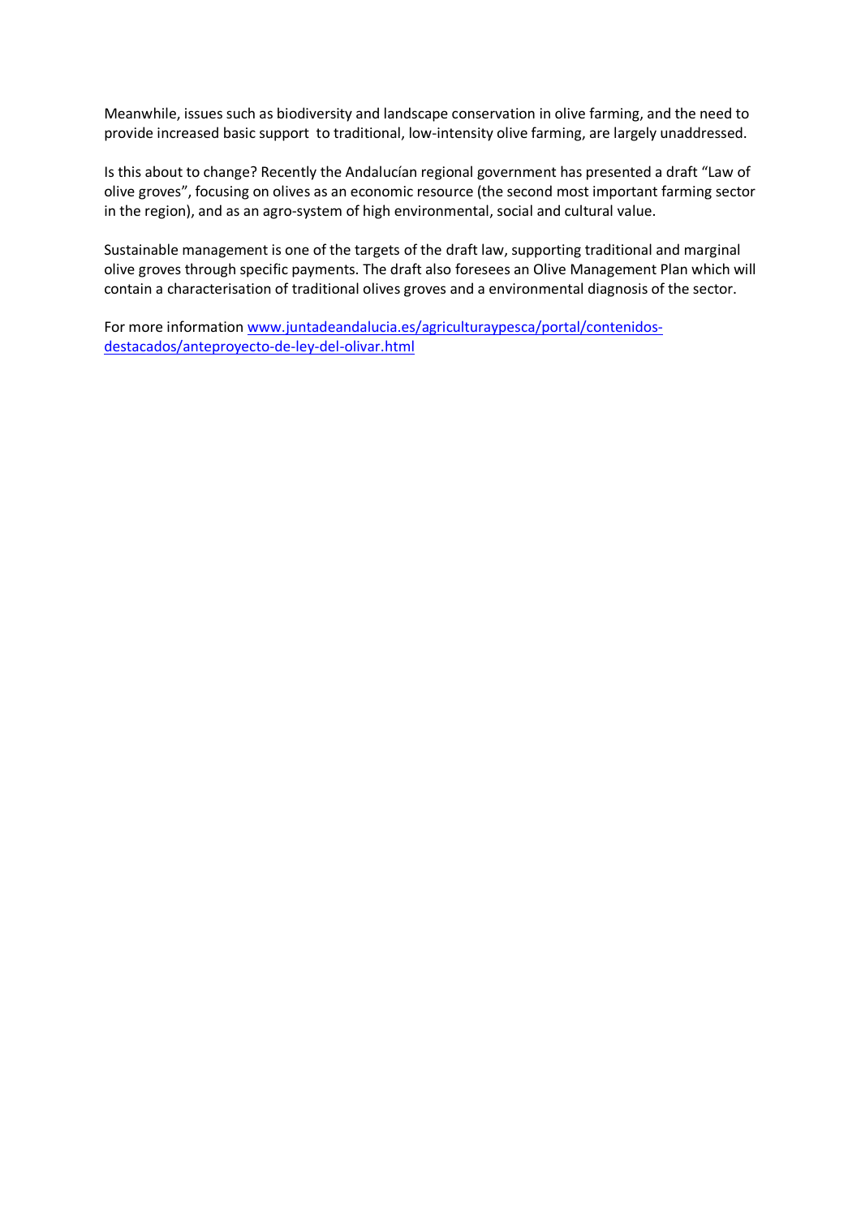Meanwhile, issues such as biodiversity and landscape conservation in olive farming, and the need to provide increased basic support to traditional, low-intensity olive farming, are largely unaddressed.

Is this about to change? Recently the Andalucían regional government has presented a draft "Law of olive groves", focusing on olives as an economic resource (the second most important farming sector in the region), and as an agro-system of high environmental, social and cultural value.

Sustainable management is one of the targets of the draft law, supporting traditional and marginal olive groves through specific payments. The draft also foresees an Olive Management Plan which will contain a characterisation of traditional olives groves and a environmental diagnosis of the sector.

For more information [www.juntadeandalucia.es/agriculturaypesca/portal/contenidos-destacados/anteproyecto-de-ley-del-olivar.html](www.juntadeandalucia.es/agriculturaypesca/portal/contenidos-destacados/anteproyecto-de-ley-del-olivar.html)